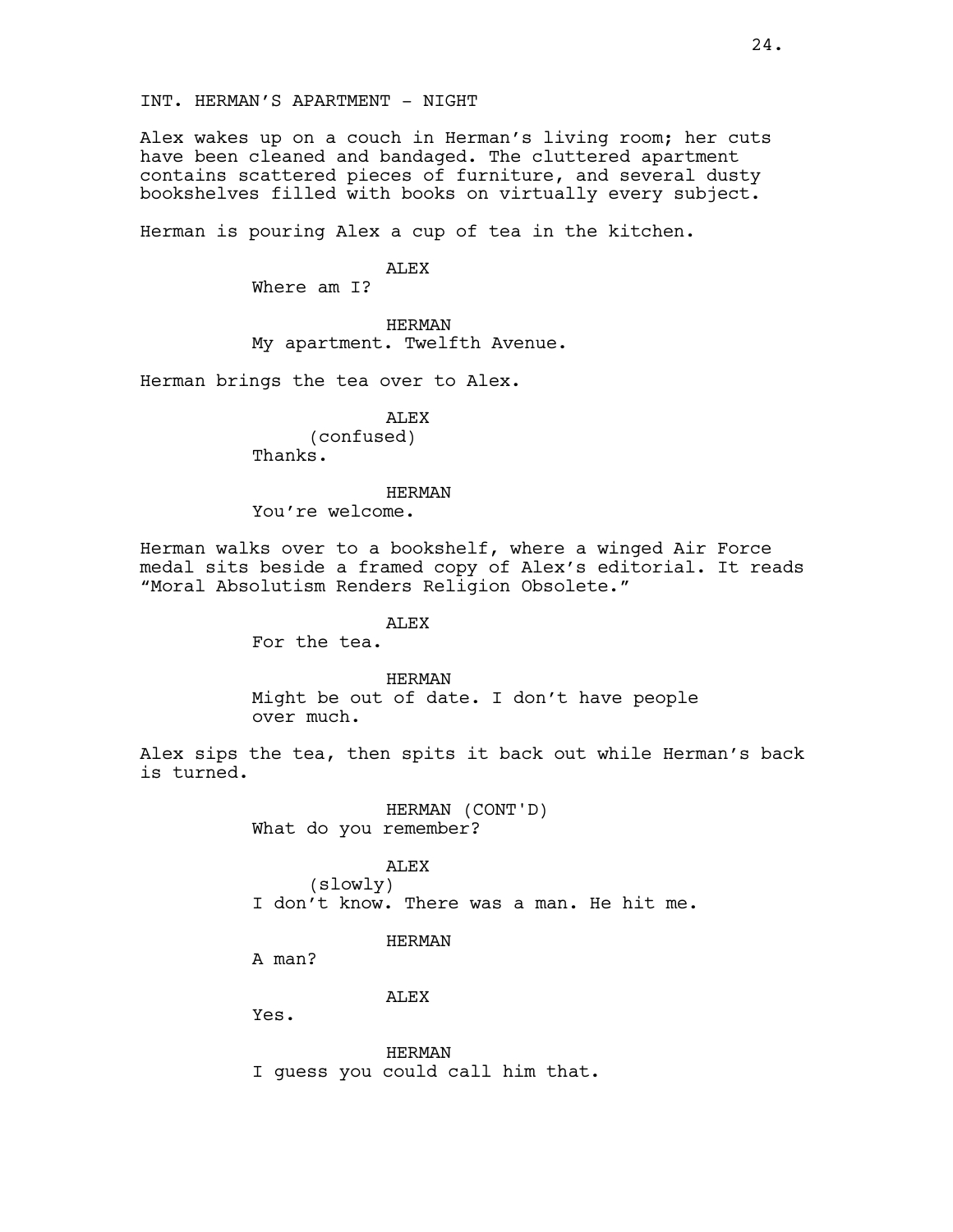INT. HERMAN'S APARTMENT - NIGHT

Alex wakes up on a couch in Herman's living room; her cuts have been cleaned and bandaged. The cluttered apartment contains scattered pieces of furniture, and several dusty bookshelves filled with books on virtually every subject.

Herman is pouring Alex a cup of tea in the kitchen.

ALEX
Where am I?

HERMAN
My apartment. Twelfth Avenue.

Herman brings the tea over to Alex.

ALEX
(confused)
Thanks.

HERMAN
You're welcome.

Herman walks over to a bookshelf, where a winged Air Force medal sits beside a framed copy of Alex's editorial. It reads "Moral Absolutism Renders Religion Obsolete."

ALEX
For the tea.

HERMAN
Might be out of date. I don't have people over much.

Alex sips the tea, then spits it back out while Herman's back is turned.

HERMAN (CONT'D)
What do you remember?

ALEX
(slowly)
I don't know. There was a man. He hit me.

HERMAN
A man?

ALEX
Yes.

HERMAN
I guess you could call him that.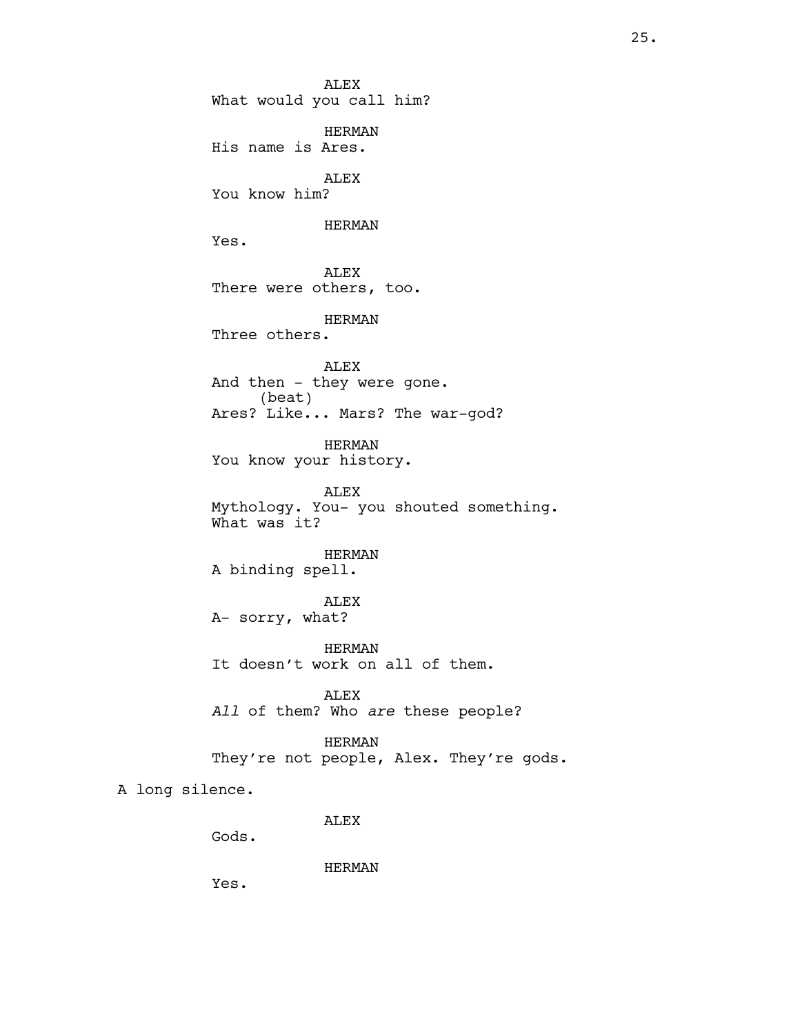ALEX
What would you call him?

HERMAN
His name is Ares.

ALEX
You know him?

HERMAN
Yes.

ALEX
There were others, too.

HERMAN
Three others.

ALEX
And then - they were gone.
(beat)
Ares? Like... Mars? The war-god?

HERMAN
You know your history.

ALEX
Mythology. You- you shouted something. What was it?

HERMAN
A binding spell.

ALEX
A- sorry, what?

HERMAN
It doesn't work on all of them.

ALEX
*All* of them? Who *are* these people?

HERMAN
They're not people, Alex. They're gods.

A long silence.

ALEX
Gods.

HERMAN
Yes.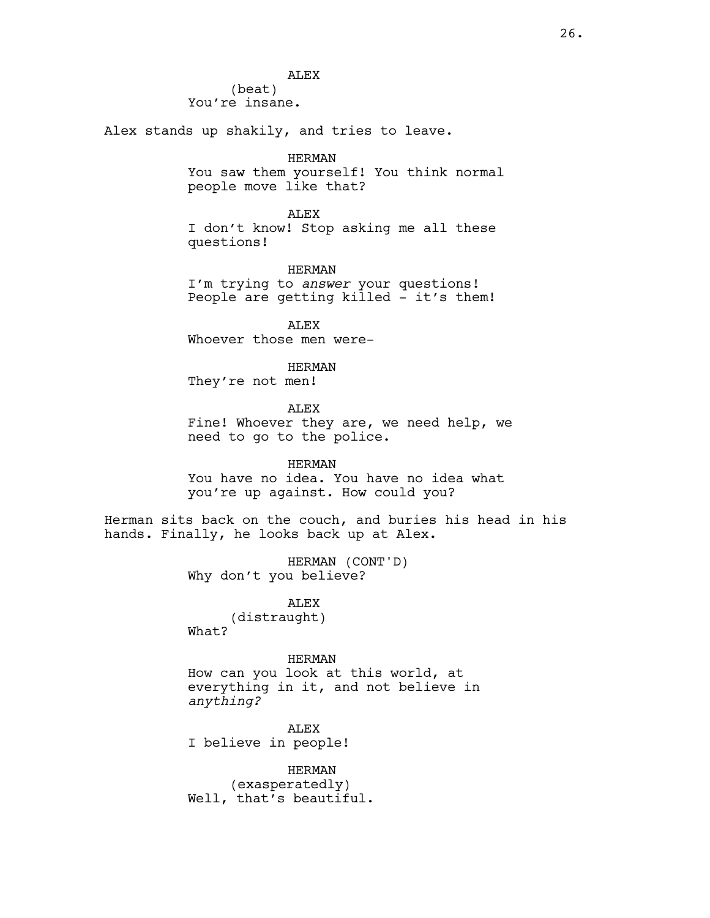ALEX
(beat)
You're insane.

Alex stands up shakily, and tries to leave.

HERMAN
You saw them yourself! You think normal people move like that?

ALEX
I don't know! Stop asking me all these questions!

HERMAN
I'm trying to *answer* your questions! People are getting killed - it's them!

ALEX
Whoever those men were-

HERMAN
They're not men!

ALEX
Fine! Whoever they are, we need help, we need to go to the police.

HERMAN
You have no idea. You have no idea what you're up against. How could you?

Herman sits back on the couch, and buries his head in his hands. Finally, he looks back up at Alex.

HERMAN (CONT'D)
Why don't you believe?

ALEX
(distraught)
What?

HERMAN
How can you look at this world, at everything in it, and not believe in *anything?*

ALEX
I believe in people!

HERMAN
(exasperatedly)
Well, that's beautiful.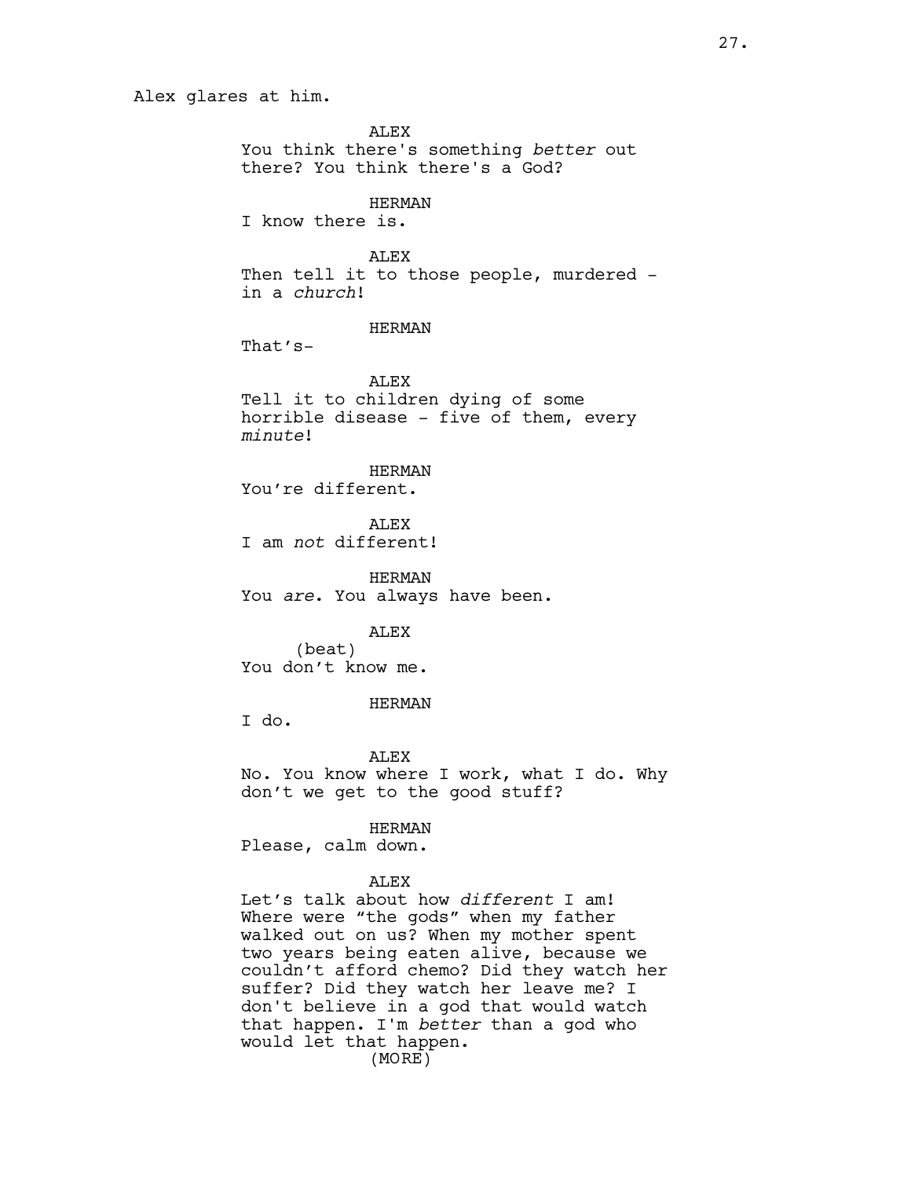Alex glares at him.

ALEX
You think there's something *better* out there? You think there's a God?

HERMAN
I know there is.

ALEX
Then tell it to those people, murdered - in a *church*!

HERMAN
That's-

ALEX
Tell it to children dying of some horrible disease - five of them, every *minute*!

HERMAN
You're different.

ALEX
I am *not* different!

HERMAN
You *are*. You always have been.

ALEX
(beat)
You don't know me.

HERMAN
I do.

ALEX
No. You know where I work, what I do. Why don't we get to the good stuff?

HERMAN
Please, calm down.

ALEX
Let's talk about how *different* I am! Where were "the gods" when my father walked out on us? When my mother spent two years being eaten alive, because we couldn't afford chemo? Did they watch her suffer? Did they watch her leave me? I don't believe in a god that would watch that happen. I'm *better* than a god who would let that happen.
(MORE)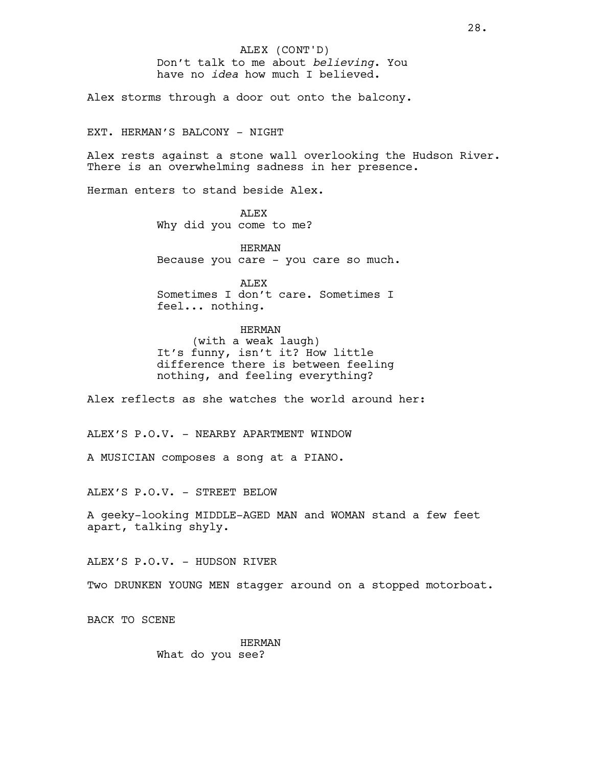ALEX (CONT'D)
Don't talk to me about *believing*. You have no *idea* how much I believed.

Alex storms through a door out onto the balcony.

EXT. HERMAN'S BALCONY - NIGHT

Alex rests against a stone wall overlooking the Hudson River. There is an overwhelming sadness in her presence.

Herman enters to stand beside Alex.

ALEX
Why did you come to me?

HERMAN
Because you care - you care so much.

ALEX
Sometimes I don't care. Sometimes I feel... nothing.

HERMAN
(with a weak laugh)
It's funny, isn't it? How little difference there is between feeling nothing, and feeling everything?

Alex reflects as she watches the world around her:

ALEX'S P.O.V. - NEARBY APARTMENT WINDOW

A MUSICIAN composes a song at a PIANO.

ALEX'S P.O.V. - STREET BELOW

A geeky-looking MIDDLE-AGED MAN and WOMAN stand a few feet apart, talking shyly.

ALEX'S P.O.V. - HUDSON RIVER

Two DRUNKEN YOUNG MEN stagger around on a stopped motorboat.

BACK TO SCENE

HERMAN
What do you see?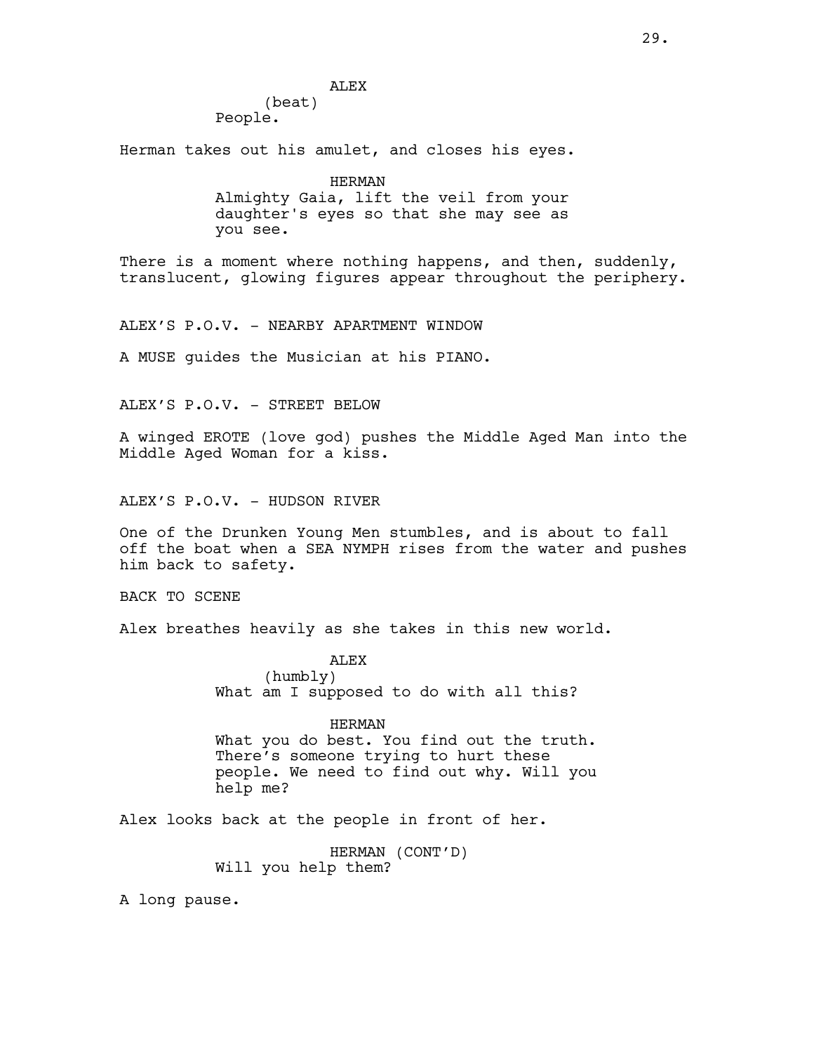ALEX
(beat)
People.

Herman takes out his amulet, and closes his eyes.

HERMAN
Almighty Gaia, lift the veil from your daughter's eyes so that she may see as you see.

There is a moment where nothing happens, and then, suddenly, translucent, glowing figures appear throughout the periphery.

ALEX'S P.O.V. - NEARBY APARTMENT WINDOW

A MUSE guides the Musician at his PIANO.

ALEX'S P.O.V. - STREET BELOW

A winged EROTE (love god) pushes the Middle Aged Man into the Middle Aged Woman for a kiss.

ALEX'S P.O.V. - HUDSON RIVER

One of the Drunken Young Men stumbles, and is about to fall off the boat when a SEA NYMPH rises from the water and pushes him back to safety.

BACK TO SCENE

Alex breathes heavily as she takes in this new world.

ALEX
(humbly)
What am I supposed to do with all this?

HERMAN
What you do best. You find out the truth. There's someone trying to hurt these people. We need to find out why. Will you help me?

Alex looks back at the people in front of her.

HERMAN (CONT'D)
Will you help them?

A long pause.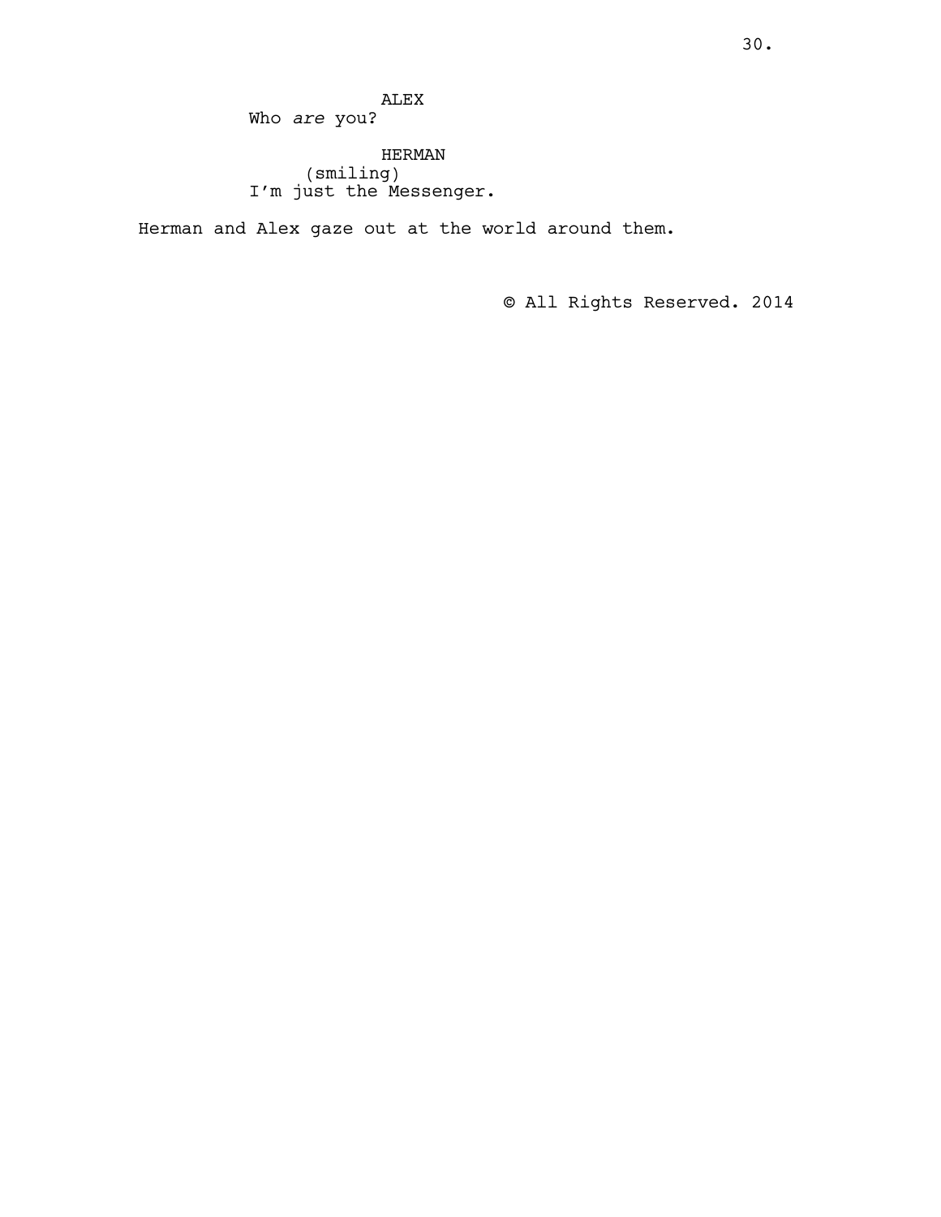ALEX

Who *are* you?

HERMAN

(smiling)

I'm just the Messenger.

Herman and Alex gaze out at the world around them.

© All Rights Reserved. 2014